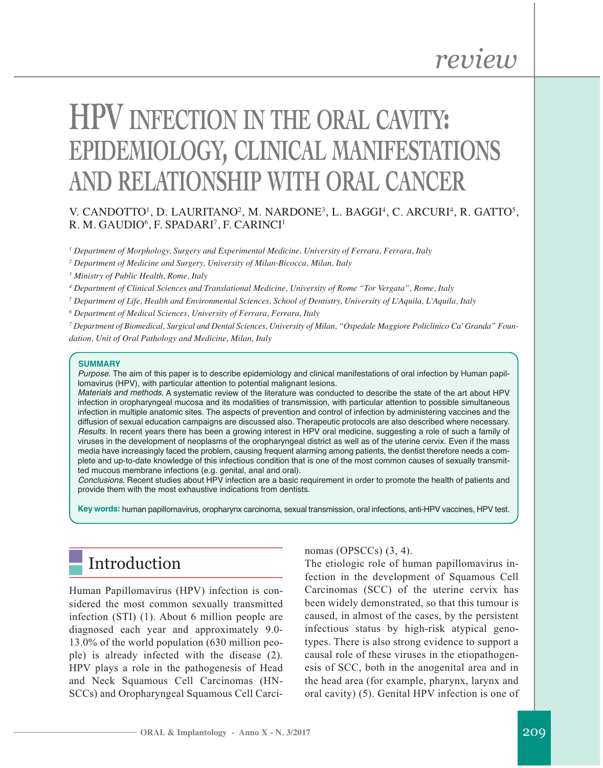review

# HPV INFECTION IN THE ORAL CAVITY: EPIDEMIOLOGY, CLINICAL MANIFESTATIONS AND RELATIONSHIP WITH ORAL CANCER

V. CANDOTTO[1], D. LAURITANO[2], M. NARDONE[3], L. BAGGI[4], C. ARCURI[4], R. GATTO[5], R. M. GAUDIO[6], F. SPADARI[7], F. CARINCI[1]

*[1] Department of Morphology, Surgery and Experimental Medicine, University of Ferrara, Ferrara, Italy*

*[2] Department of Medicine and Surgery, University of Milan-Bicocca, Milan, Italy*

*[3] Ministry of Public Health, Rome, Italy*

*[4] Department of Clinical Sciences and Translational Medicine, University of Rome "Tor Vergata", Rome, Italy*

*[5] Department of Life, Health and Environmental Sciences, School of Dentistry, University of L'Aquila, L'Aquila, Italy*

*[6] Department of Medical Sciences, University of Ferrara, Ferrara, Italy*

*[7] Department of Biomedical, Surgical and Dental Sciences, University of Milan, "Ospedale Maggiore Policlinico Ca' Granda" Foundation, Unit of Oral Pathology and Medicine, Milan, Italy*

**SUMMARY**

*Purpose*. The aim of this paper is to describe epidemiology and clinical manifestations of oral infection by Human papillomavirus (HPV), with particular attention to potential malignant lesions.

*Materials and methods*. A systematic review of the literature was conducted to describe the state of the art about HPV infection in oropharyngeal mucosa and its modalities of transmission, with particular attention to possible simultaneous infection in multiple anatomic sites. The aspects of prevention and control of infection by administering vaccines and the diffusion of sexual education campaigns are discussed also. Therapeutic protocols are also described where necessary.

*Results*. In recent years there has been a growing interest in HPV oral medicine, suggesting a role of such a family of viruses in the development of neoplasms of the oropharyngeal district as well as of the uterine cervix. Even if the mass media have increasingly faced the problem, causing frequent alarming among patients, the dentist therefore needs a complete and up-to-date knowledge of this infectious condition that is one of the most common causes of sexually transmitted mucous membrane infections (e.g. genital, anal and oral).

*Conclusions*. Recent studies about HPV infection are a basic requirement in order to promote the health of patients and provide them with the most exhaustive indications from dentists.

**Key words:** human papillomavirus, oropharynx carcinoma, sexual transmission, oral infections, anti-HPV vaccines, HPV test.

## Introduction

Human Papillomavirus (HPV) infection is considered the most common sexually transmitted infection (STI) (1). About 6 million people are diagnosed each year and approximately 9.0-13.0% of the world population (630 million people) is already infected with the disease (2). HPV plays a role in the pathogenesis of Head and Neck Squamous Cell Carcinomas (HNSCCs) and Oropharyngeal Squamous Cell Carcinomas (OPSCCs) (3, 4).

The etiologic role of human papillomavirus infection in the development of Squamous Cell Carcinomas (SCC) of the uterine cervix has been widely demonstrated, so that this tumour is caused, in almost of the cases, by the persistent infectious status by high-risk atypical genotypes. There is also strong evidence to support a causal role of these viruses in the etiopathogenesis of SCC, both in the anogenital area and in the head area (for example, pharynx, larynx and oral cavity) (5). Genital HPV infection is one of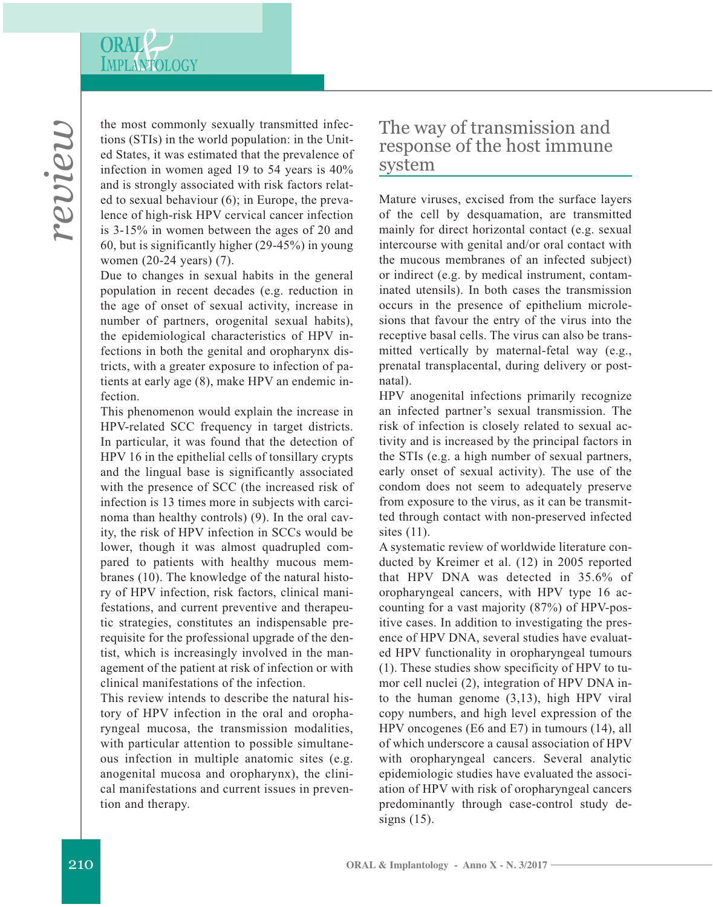the most commonly sexually transmitted infections (STIs) in the world population: in the United States, it was estimated that the prevalence of infection in women aged 19 to 54 years is 40% and is strongly associated with risk factors related to sexual behaviour (6); in Europe, the prevalence of high-risk HPV cervical cancer infection is 3-15% in women between the ages of 20 and 60, but is significantly higher (29-45%) in young women (20-24 years) (7).

Due to changes in sexual habits in the general population in recent decades (e.g. reduction in the age of onset of sexual activity, increase in number of partners, orogenital sexual habits), the epidemiological characteristics of HPV infections in both the genital and oropharynx districts, with a greater exposure to infection of patients at early age (8), make HPV an endemic infection.

This phenomenon would explain the increase in HPV-related SCC frequency in target districts. In particular, it was found that the detection of HPV 16 in the epithelial cells of tonsillary crypts and the lingual base is significantly associated with the presence of SCC (the increased risk of infection is 13 times more in subjects with carcinoma than healthy controls) (9). In the oral cavity, the risk of HPV infection in SCCs would be lower, though it was almost quadrupled compared to patients with healthy mucous membranes (10). The knowledge of the natural history of HPV infection, risk factors, clinical manifestations, and current preventive and therapeutic strategies, constitutes an indispensable prerequisite for the professional upgrade of the dentist, which is increasingly involved in the management of the patient at risk of infection or with clinical manifestations of the infection.

This review intends to describe the natural history of HPV infection in the oral and oropharyngeal mucosa, the transmission modalities, with particular attention to possible simultaneous infection in multiple anatomic sites (e.g. anogenital mucosa and oropharynx), the clinical manifestations and current issues in prevention and therapy.

## The way of transmission and response of the host immune system

Mature viruses, excised from the surface layers of the cell by desquamation, are transmitted mainly for direct horizontal contact (e.g. sexual intercourse with genital and/or oral contact with the mucous membranes of an infected subject) or indirect (e.g. by medical instrument, contaminated utensils). In both cases the transmission occurs in the presence of epithelium microlesions that favour the entry of the virus into the receptive basal cells. The virus can also be transmitted vertically by maternal-fetal way (e.g., prenatal transplacental, during delivery or postnatal).

HPV anogenital infections primarily recognize an infected partner's sexual transmission. The risk of infection is closely related to sexual activity and is increased by the principal factors in the STIs (e.g. a high number of sexual partners, early onset of sexual activity). The use of the condom does not seem to adequately preserve from exposure to the virus, as it can be transmitted through contact with non-preserved infected sites (11).

A systematic review of worldwide literature conducted by Kreimer et al. (12) in 2005 reported that HPV DNA was detected in 35.6% of oropharyngeal cancers, with HPV type 16 accounting for a vast majority (87%) of HPV-positive cases. In addition to investigating the presence of HPV DNA, several studies have evaluated HPV functionality in oropharyngeal tumours (1). These studies show specificity of HPV to tumor cell nuclei (2), integration of HPV DNA into the human genome (3,13), high HPV viral copy numbers, and high level expression of the HPV oncogenes (E6 and E7) in tumours (14), all of which underscore a causal association of HPV with oropharyngeal cancers. Several analytic epidemiologic studies have evaluated the association of HPV with risk of oropharyngeal cancers predominantly through case-control study designs (15).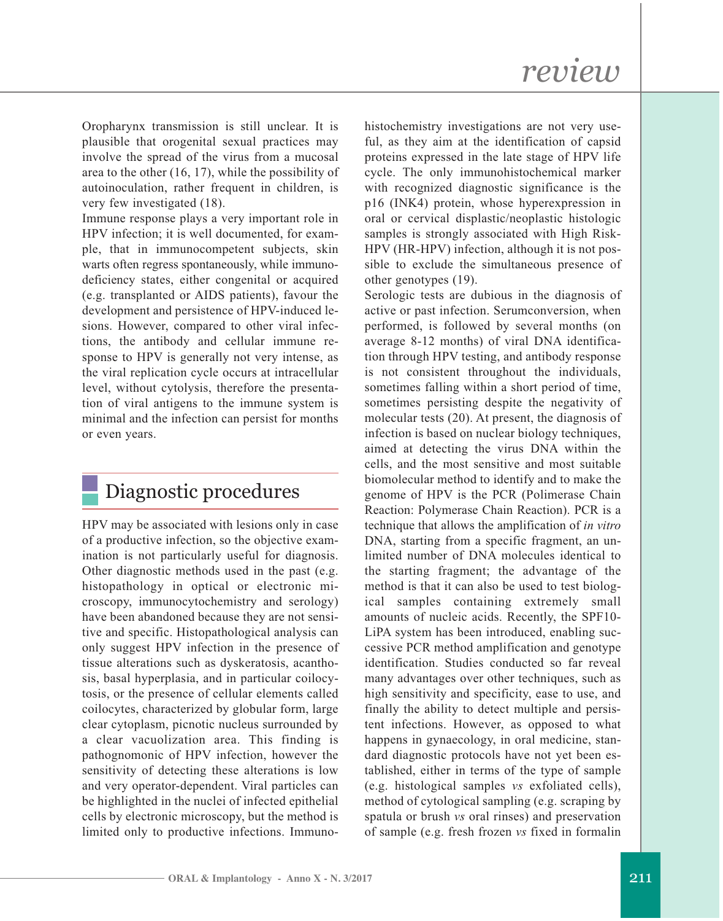Oropharynx transmission is still unclear. It is plausible that orogenital sexual practices may involve the spread of the virus from a mucosal area to the other (16, 17), while the possibility of autoinoculation, rather frequent in children, is very few investigated (18).

Immune response plays a very important role in HPV infection; it is well documented, for example, that in immunocompetent subjects, skin warts often regress spontaneously, while immunodeficiency states, either congenital or acquired (e.g. transplanted or AIDS patients), favour the development and persistence of HPV-induced lesions. However, compared to other viral infections, the antibody and cellular immune response to HPV is generally not very intense, as the viral replication cycle occurs at intracellular level, without cytolysis, therefore the presentation of viral antigens to the immune system is minimal and the infection can persist for months or even years.

## Diagnostic procedures

HPV may be associated with lesions only in case of a productive infection, so the objective examination is not particularly useful for diagnosis. Other diagnostic methods used in the past (e.g. histopathology in optical or electronic microscopy, immunocytochemistry and serology) have been abandoned because they are not sensitive and specific. Histopathological analysis can only suggest HPV infection in the presence of tissue alterations such as dyskeratosis, acanthosis, basal hyperplasia, and in particular coilocytosis, or the presence of cellular elements called coilocytes, characterized by globular form, large clear cytoplasm, picnotic nucleus surrounded by a clear vacuolization area. This finding is pathognomonic of HPV infection, however the sensitivity of detecting these alterations is low and very operator-dependent. Viral particles can be highlighted in the nuclei of infected epithelial cells by electronic microscopy, but the method is limited only to productive infections. Immunohistochemistry investigations are not very useful, as they aim at the identification of capsid proteins expressed in the late stage of HPV life cycle. The only immunohistochemical marker with recognized diagnostic significance is the p16 (INK4) protein, whose hyperexpression in oral or cervical displastic/neoplastic histologic samples is strongly associated with High Risk-HPV (HR-HPV) infection, although it is not possible to exclude the simultaneous presence of other genotypes (19).

Serologic tests are dubious in the diagnosis of active or past infection. Serumconversion, when performed, is followed by several months (on average 8-12 months) of viral DNA identification through HPV testing, and antibody response is not consistent throughout the individuals, sometimes falling within a short period of time, sometimes persisting despite the negativity of molecular tests (20). At present, the diagnosis of infection is based on nuclear biology techniques, aimed at detecting the virus DNA within the cells, and the most sensitive and most suitable biomolecular method to identify and to make the genome of HPV is the PCR (Polimerase Chain Reaction: Polymerase Chain Reaction). PCR is a technique that allows the amplification of *in vitro* DNA, starting from a specific fragment, an unlimited number of DNA molecules identical to the starting fragment; the advantage of the method is that it can also be used to test biological samples containing extremely small amounts of nucleic acids. Recently, the SPF10-LiPA system has been introduced, enabling successive PCR method amplification and genotype identification. Studies conducted so far reveal many advantages over other techniques, such as high sensitivity and specificity, ease to use, and finally the ability to detect multiple and persistent infections. However, as opposed to what happens in gynaecology, in oral medicine, standard diagnostic protocols have not yet been established, either in terms of the type of sample (e.g. histological samples *vs* exfoliated cells), method of cytological sampling (e.g. scraping by spatula or brush *vs* oral rinses) and preservation of sample (e.g. fresh frozen *vs* fixed in formalin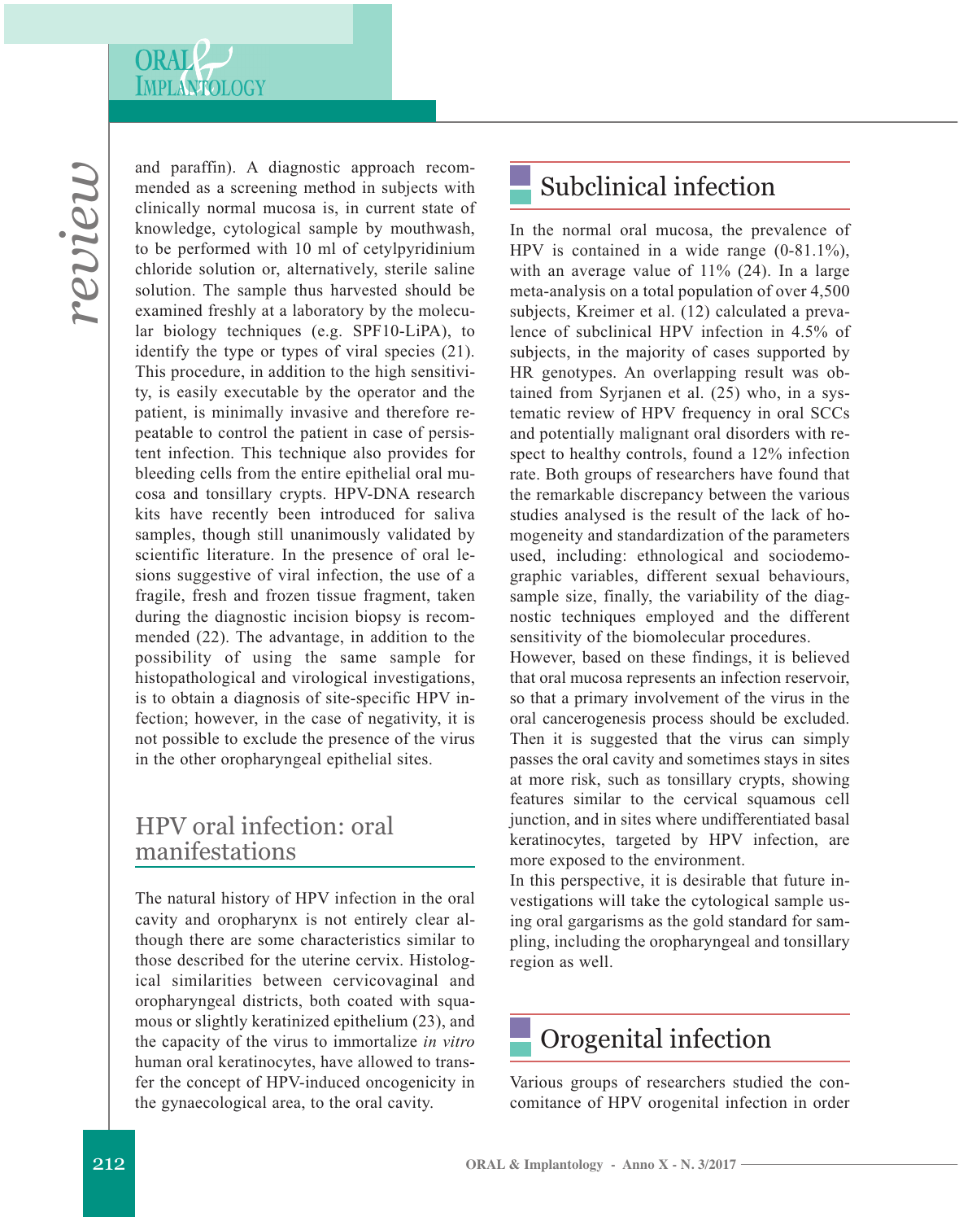and paraffin). A diagnostic approach recommended as a screening method in subjects with clinically normal mucosa is, in current state of knowledge, cytological sample by mouthwash, to be performed with 10 ml of cetylpyridinium chloride solution or, alternatively, sterile saline solution. The sample thus harvested should be examined freshly at a laboratory by the molecular biology techniques (e.g. SPF10-LiPA), to identify the type or types of viral species (21). This procedure, in addition to the high sensitivity, is easily executable by the operator and the patient, is minimally invasive and therefore repeatable to control the patient in case of persistent infection. This technique also provides for bleeding cells from the entire epithelial oral mucosa and tonsillary crypts. HPV-DNA research kits have recently been introduced for saliva samples, though still unanimously validated by scientific literature. In the presence of oral lesions suggestive of viral infection, the use of a fragile, fresh and frozen tissue fragment, taken during the diagnostic incision biopsy is recommended (22). The advantage, in addition to the possibility of using the same sample for histopathological and virological investigations, is to obtain a diagnosis of site-specific HPV infection; however, in the case of negativity, it is not possible to exclude the presence of the virus in the other oropharyngeal epithelial sites.

## HPV oral infection: oral manifestations

The natural history of HPV infection in the oral cavity and oropharynx is not entirely clear although there are some characteristics similar to those described for the uterine cervix. Histological similarities between cervicovaginal and oropharyngeal districts, both coated with squamous or slightly keratinized epithelium (23), and the capacity of the virus to immortalize *in vitro* human oral keratinocytes, have allowed to transfer the concept of HPV-induced oncogenicity in the gynaecological area, to the oral cavity.

## Subclinical infection

In the normal oral mucosa, the prevalence of HPV is contained in a wide range (0-81.1%), with an average value of 11% (24). In a large meta-analysis on a total population of over 4,500 subjects, Kreimer et al. (12) calculated a prevalence of subclinical HPV infection in 4.5% of subjects, in the majority of cases supported by HR genotypes. An overlapping result was obtained from Syrjanen et al. (25) who, in a systematic review of HPV frequency in oral SCCs and potentially malignant oral disorders with respect to healthy controls, found a 12% infection rate. Both groups of researchers have found that the remarkable discrepancy between the various studies analysed is the result of the lack of homogeneity and standardization of the parameters used, including: ethnological and sociodemographic variables, different sexual behaviours, sample size, finally, the variability of the diagnostic techniques employed and the different sensitivity of the biomolecular procedures.

However, based on these findings, it is believed that oral mucosa represents an infection reservoir, so that a primary involvement of the virus in the oral cancerogenesis process should be excluded. Then it is suggested that the virus can simply passes the oral cavity and sometimes stays in sites at more risk, such as tonsillary crypts, showing features similar to the cervical squamous cell junction, and in sites where undifferentiated basal keratinocytes, targeted by HPV infection, are more exposed to the environment.

In this perspective, it is desirable that future investigations will take the cytological sample using oral gargarisms as the gold standard for sampling, including the oropharyngeal and tonsillary region as well.

## Orogenital infection

Various groups of researchers studied the concomitance of HPV orogenital infection in order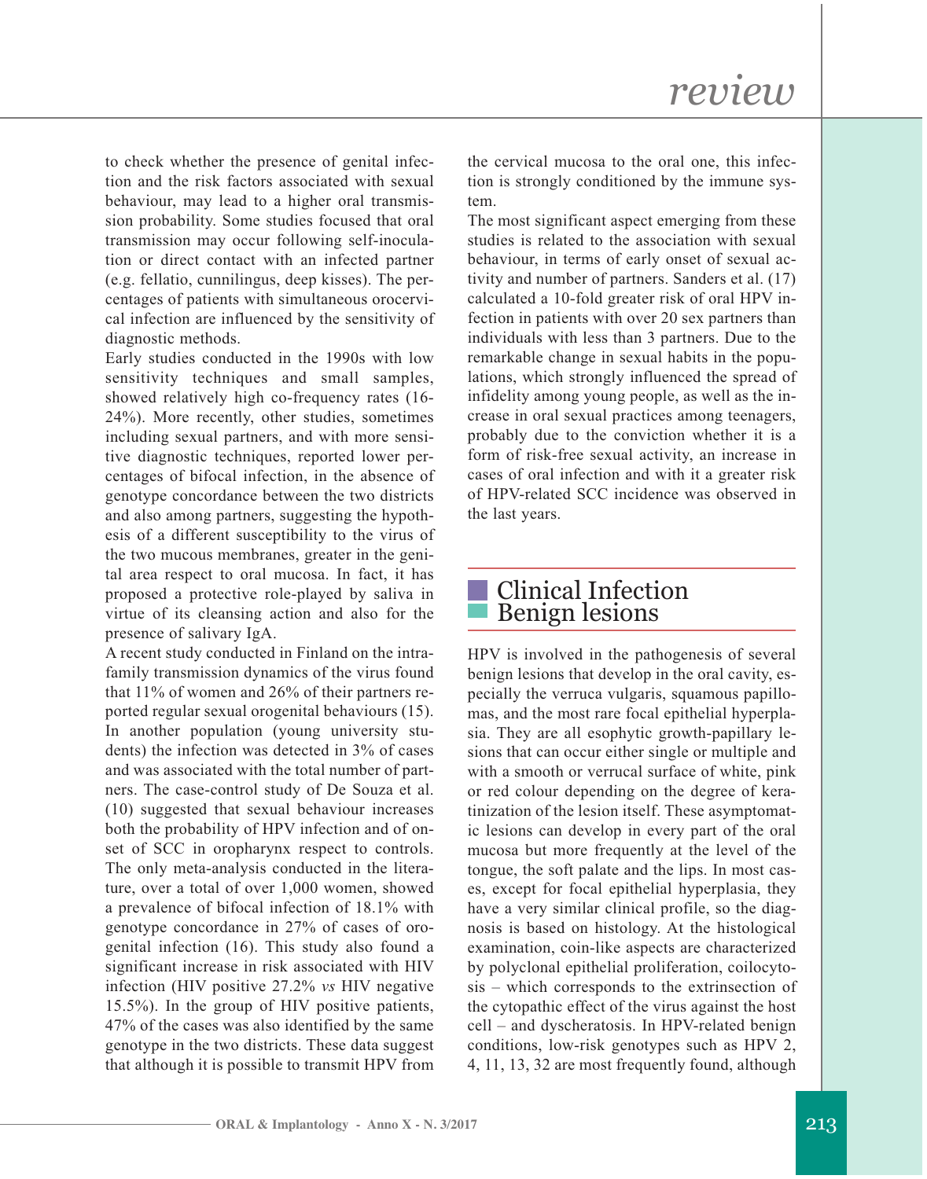to check whether the presence of genital infection and the risk factors associated with sexual behaviour, may lead to a higher oral transmission probability. Some studies focused that oral transmission may occur following self-inoculation or direct contact with an infected partner (e.g. fellatio, cunnilingus, deep kisses). The percentages of patients with simultaneous orocervical infection are influenced by the sensitivity of diagnostic methods.

Early studies conducted in the 1990s with low sensitivity techniques and small samples, showed relatively high co-frequency rates (16-24%). More recently, other studies, sometimes including sexual partners, and with more sensitive diagnostic techniques, reported lower percentages of bifocal infection, in the absence of genotype concordance between the two districts and also among partners, suggesting the hypothesis of a different susceptibility to the virus of the two mucous membranes, greater in the genital area respect to oral mucosa. In fact, it has proposed a protective role-played by saliva in virtue of its cleansing action and also for the presence of salivary IgA.

A recent study conducted in Finland on the intrafamily transmission dynamics of the virus found that 11% of women and 26% of their partners reported regular sexual orogenital behaviours (15). In another population (young university students) the infection was detected in 3% of cases and was associated with the total number of partners. The case-control study of De Souza et al. (10) suggested that sexual behaviour increases both the probability of HPV infection and of onset of SCC in oropharynx respect to controls. The only meta-analysis conducted in the literature, over a total of over 1,000 women, showed a prevalence of bifocal infection of 18.1% with genotype concordance in 27% of cases of orogenital infection (16). This study also found a significant increase in risk associated with HIV infection (HIV positive 27.2% *vs* HIV negative 15.5%). In the group of HIV positive patients, 47% of the cases was also identified by the same genotype in the two districts. These data suggest that although it is possible to transmit HPV from the cervical mucosa to the oral one, this infection is strongly conditioned by the immune system.

The most significant aspect emerging from these studies is related to the association with sexual behaviour, in terms of early onset of sexual activity and number of partners. Sanders et al. (17) calculated a 10-fold greater risk of oral HPV infection in patients with over 20 sex partners than individuals with less than 3 partners. Due to the remarkable change in sexual habits in the populations, which strongly influenced the spread of infidelity among young people, as well as the increase in oral sexual practices among teenagers, probably due to the conviction whether it is a form of risk-free sexual activity, an increase in cases of oral infection and with it a greater risk of HPV-related SCC incidence was observed in the last years.

## Clinical Infection
## Benign lesions

HPV is involved in the pathogenesis of several benign lesions that develop in the oral cavity, especially the verruca vulgaris, squamous papillomas, and the most rare focal epithelial hyperplasia. They are all esophytic growth-papillary lesions that can occur either single or multiple and with a smooth or verrucal surface of white, pink or red colour depending on the degree of keratinization of the lesion itself. These asymptomatic lesions can develop in every part of the oral mucosa but more frequently at the level of the tongue, the soft palate and the lips. In most cases, except for focal epithelial hyperplasia, they have a very similar clinical profile, so the diagnosis is based on histology. At the histological examination, coin-like aspects are characterized by polyclonal epithelial proliferation, coilocytosis – which corresponds to the extrinsection of the cytopathic effect of the virus against the host cell – and dyscheratosis. In HPV-related benign conditions, low-risk genotypes such as HPV 2, 4, 11, 13, 32 are most frequently found, although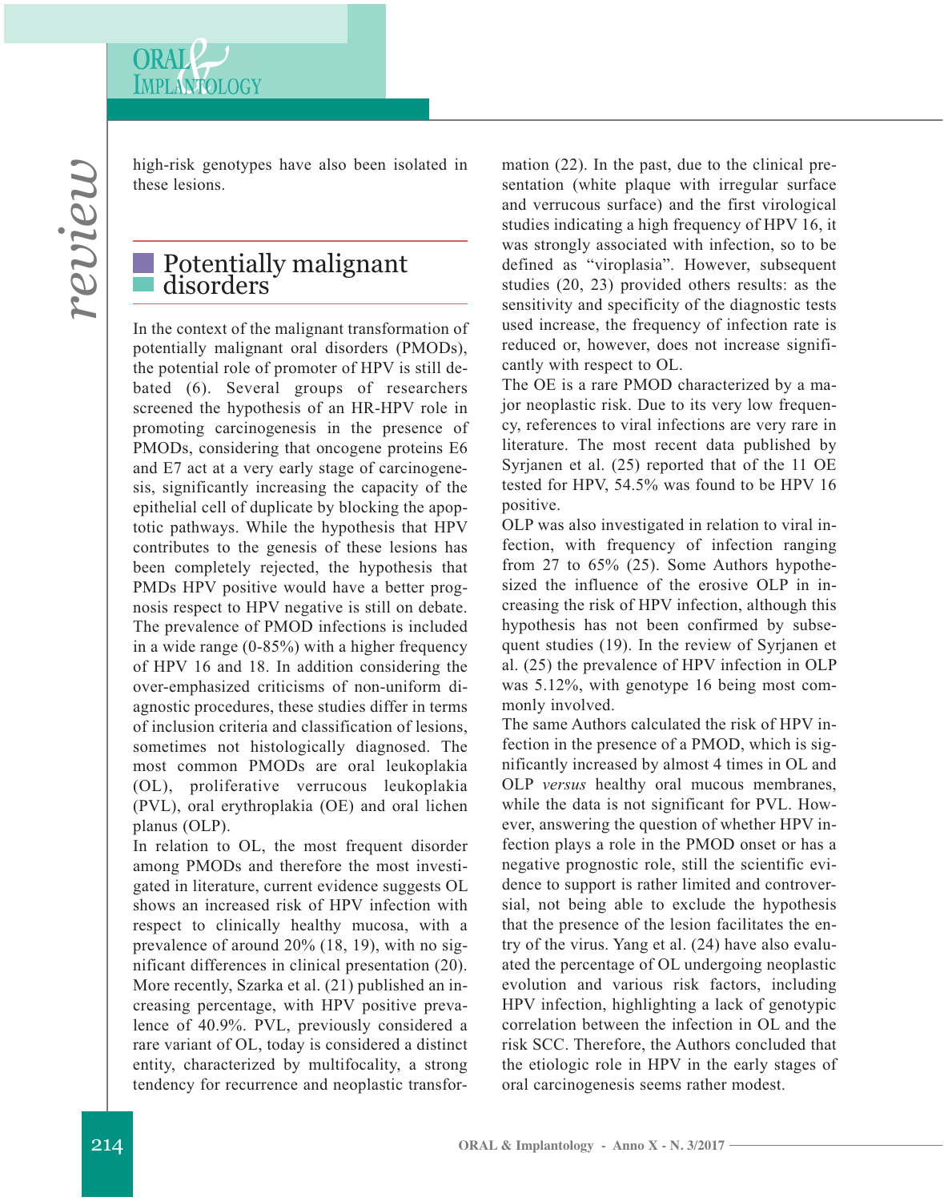high-risk genotypes have also been isolated in these lesions.

## Potentially malignant disorders

In the context of the malignant transformation of potentially malignant oral disorders (PMODs), the potential role of promoter of HPV is still debated (6). Several groups of researchers screened the hypothesis of an HR-HPV role in promoting carcinogenesis in the presence of PMODs, considering that oncogene proteins E6 and E7 act at a very early stage of carcinogenesis, significantly increasing the capacity of the epithelial cell of duplicate by blocking the apoptotic pathways. While the hypothesis that HPV contributes to the genesis of these lesions has been completely rejected, the hypothesis that PMDs HPV positive would have a better prognosis respect to HPV negative is still on debate. The prevalence of PMOD infections is included in a wide range (0-85%) with a higher frequency of HPV 16 and 18. In addition considering the over-emphasized criticisms of non-uniform diagnostic procedures, these studies differ in terms of inclusion criteria and classification of lesions, sometimes not histologically diagnosed. The most common PMODs are oral leukoplakia (OL), proliferative verrucous leukoplakia (PVL), oral erythroplakia (OE) and oral lichen planus (OLP).

In relation to OL, the most frequent disorder among PMODs and therefore the most investigated in literature, current evidence suggests OL shows an increased risk of HPV infection with respect to clinically healthy mucosa, with a prevalence of around 20% (18, 19), with no significant differences in clinical presentation (20). More recently, Szarka et al. (21) published an increasing percentage, with HPV positive prevalence of 40.9%. PVL, previously considered a rare variant of OL, today is considered a distinct entity, characterized by multifocality, a strong tendency for recurrence and neoplastic transformation (22). In the past, due to the clinical presentation (white plaque with irregular surface and verrucous surface) and the first virological studies indicating a high frequency of HPV 16, it was strongly associated with infection, so to be defined as "viroplasia". However, subsequent studies (20, 23) provided others results: as the sensitivity and specificity of the diagnostic tests used increase, the frequency of infection rate is reduced or, however, does not increase significantly with respect to OL.

The OE is a rare PMOD characterized by a major neoplastic risk. Due to its very low frequency, references to viral infections are very rare in literature. The most recent data published by Syrjanen et al. (25) reported that of the 11 OE tested for HPV, 54.5% was found to be HPV 16 positive.

OLP was also investigated in relation to viral infection, with frequency of infection ranging from 27 to 65% (25). Some Authors hypothesized the influence of the erosive OLP in increasing the risk of HPV infection, although this hypothesis has not been confirmed by subsequent studies (19). In the review of Syrjanen et al. (25) the prevalence of HPV infection in OLP was 5.12%, with genotype 16 being most commonly involved.

The same Authors calculated the risk of HPV infection in the presence of a PMOD, which is significantly increased by almost 4 times in OL and OLP *versus* healthy oral mucous membranes, while the data is not significant for PVL. However, answering the question of whether HPV infection plays a role in the PMOD onset or has a negative prognostic role, still the scientific evidence to support is rather limited and controversial, not being able to exclude the hypothesis that the presence of the lesion facilitates the entry of the virus. Yang et al. (24) have also evaluated the percentage of OL undergoing neoplastic evolution and various risk factors, including HPV infection, highlighting a lack of genotypic correlation between the infection in OL and the risk SCC. Therefore, the Authors concluded that the etiologic role in HPV in the early stages of oral carcinogenesis seems rather modest.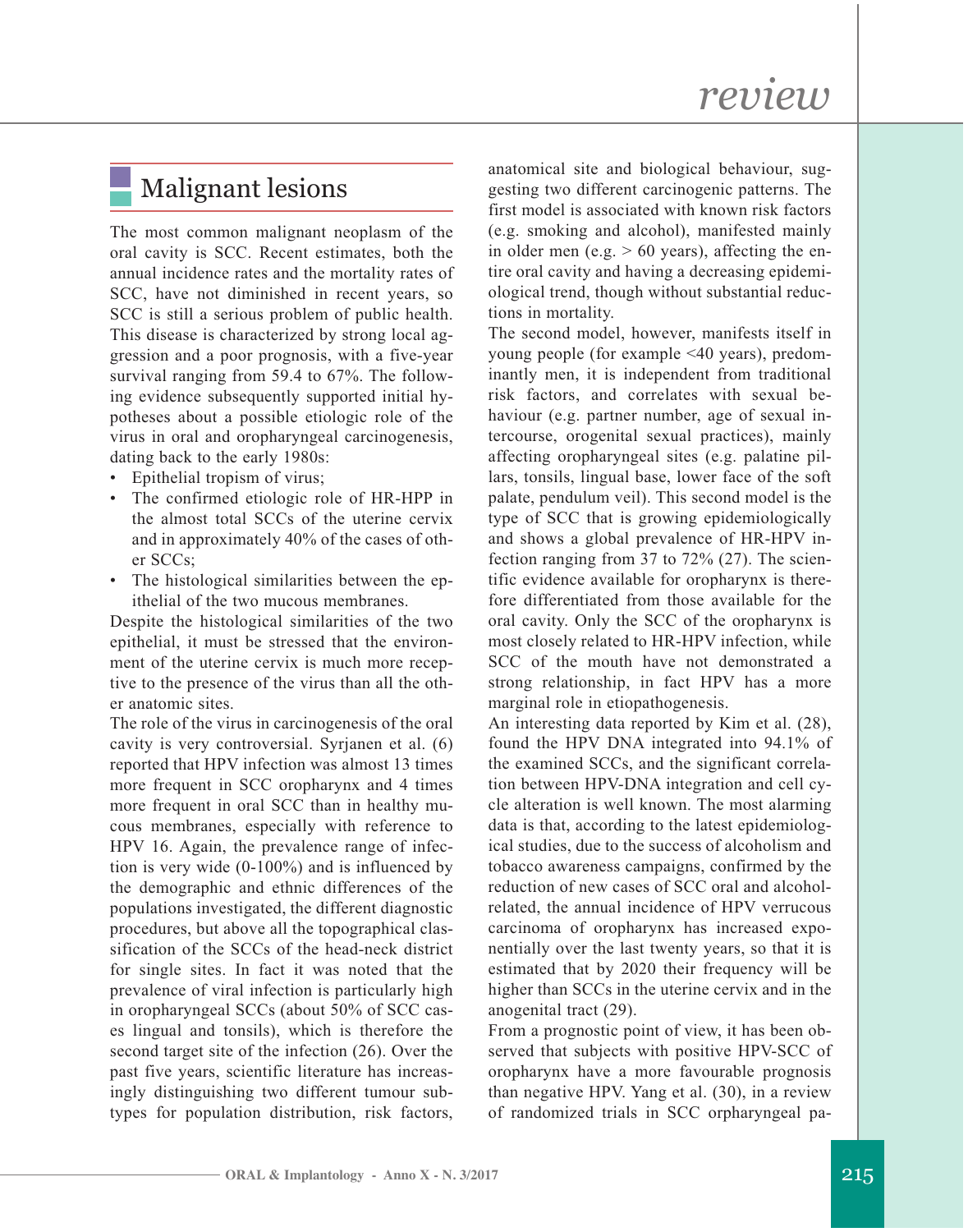## Malignant lesions

The most common malignant neoplasm of the oral cavity is SCC. Recent estimates, both the annual incidence rates and the mortality rates of SCC, have not diminished in recent years, so SCC is still a serious problem of public health. This disease is characterized by strong local aggression and a poor prognosis, with a five-year survival ranging from 59.4 to 67%. The following evidence subsequently supported initial hypotheses about a possible etiologic role of the virus in oral and oropharyngeal carcinogenesis, dating back to the early 1980s:

- Epithelial tropism of virus;
- The confirmed etiologic role of HR-HPP in the almost total SCCs of the uterine cervix and in approximately 40% of the cases of other SCCs;
- The histological similarities between the epithelial of the two mucous membranes.

Despite the histological similarities of the two epithelial, it must be stressed that the environment of the uterine cervix is much more receptive to the presence of the virus than all the other anatomic sites.

The role of the virus in carcinogenesis of the oral cavity is very controversial. Syrjanen et al. (6) reported that HPV infection was almost 13 times more frequent in SCC oropharynx and 4 times more frequent in oral SCC than in healthy mucous membranes, especially with reference to HPV 16. Again, the prevalence range of infection is very wide (0-100%) and is influenced by the demographic and ethnic differences of the populations investigated, the different diagnostic procedures, but above all the topographical classification of the SCCs of the head-neck district for single sites. In fact it was noted that the prevalence of viral infection is particularly high in oropharyngeal SCCs (about 50% of SCC cases lingual and tonsils), which is therefore the second target site of the infection (26). Over the past five years, scientific literature has increasingly distinguishing two different tumour subtypes for population distribution, risk factors, anatomical site and biological behaviour, suggesting two different carcinogenic patterns. The first model is associated with known risk factors (e.g. smoking and alcohol), manifested mainly in older men (e.g. > 60 years), affecting the entire oral cavity and having a decreasing epidemiological trend, though without substantial reductions in mortality.

The second model, however, manifests itself in young people (for example <40 years), predominantly men, it is independent from traditional risk factors, and correlates with sexual behaviour (e.g. partner number, age of sexual intercourse, orogenital sexual practices), mainly affecting oropharyngeal sites (e.g. palatine pillars, tonsils, lingual base, lower face of the soft palate, pendulum veil). This second model is the type of SCC that is growing epidemiologically and shows a global prevalence of HR-HPV infection ranging from 37 to 72% (27). The scientific evidence available for oropharynx is therefore differentiated from those available for the oral cavity. Only the SCC of the oropharynx is most closely related to HR-HPV infection, while SCC of the mouth have not demonstrated a strong relationship, in fact HPV has a more marginal role in etiopathogenesis.

An interesting data reported by Kim et al. (28), found the HPV DNA integrated into 94.1% of the examined SCCs, and the significant correlation between HPV-DNA integration and cell cycle alteration is well known. The most alarming data is that, according to the latest epidemiological studies, due to the success of alcoholism and tobacco awareness campaigns, confirmed by the reduction of new cases of SCC oral and alcohol-related, the annual incidence of HPV verrucous carcinoma of oropharynx has increased exponentially over the last twenty years, so that it is estimated that by 2020 their frequency will be higher than SCCs in the uterine cervix and in the anogenital tract (29).

From a prognostic point of view, it has been observed that subjects with positive HPV-SCC of oropharynx have a more favourable prognosis than negative HPV. Yang et al. (30), in a review of randomized trials in SCC orpharyngeal pa-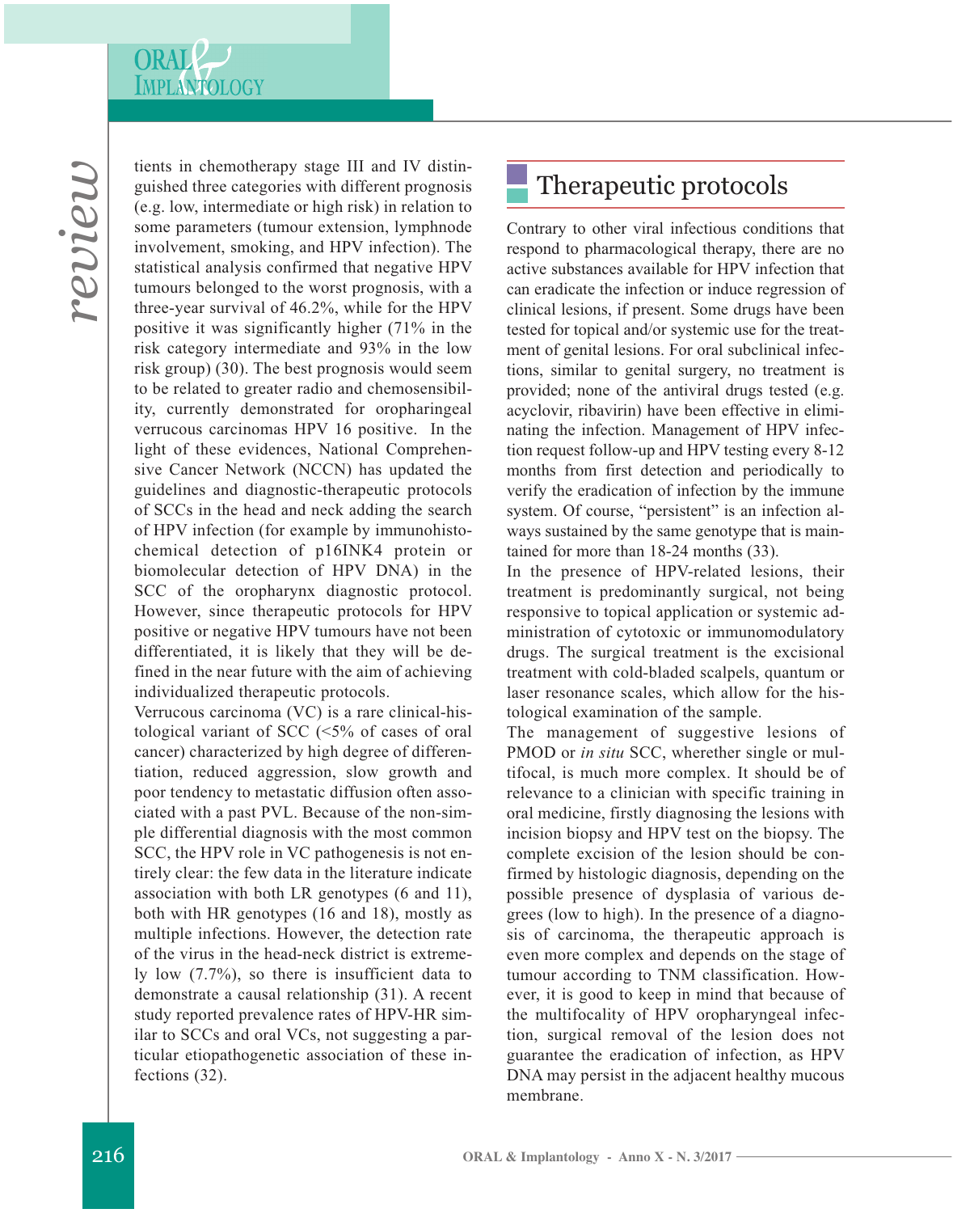tients in chemotherapy stage III and IV distinguished three categories with different prognosis (e.g. low, intermediate or high risk) in relation to some parameters (tumour extension, lymphnode involvement, smoking, and HPV infection). The statistical analysis confirmed that negative HPV tumours belonged to the worst prognosis, with a three-year survival of 46.2%, while for the HPV positive it was significantly higher (71% in the risk category intermediate and 93% in the low risk group) (30). The best prognosis would seem to be related to greater radio and chemosensibility, currently demonstrated for oropharingeal verrucous carcinomas HPV 16 positive. In the light of these evidences, National Comprehensive Cancer Network (NCCN) has updated the guidelines and diagnostic-therapeutic protocols of SCCs in the head and neck adding the search of HPV infection (for example by immunohistochemical detection of p16INK4 protein or biomolecular detection of HPV DNA) in the SCC of the oropharynx diagnostic protocol. However, since therapeutic protocols for HPV positive or negative HPV tumours have not been differentiated, it is likely that they will be defined in the near future with the aim of achieving individualized therapeutic protocols.

Verrucous carcinoma (VC) is a rare clinical-histological variant of SCC (<5% of cases of oral cancer) characterized by high degree of differentiation, reduced aggression, slow growth and poor tendency to metastatic diffusion often associated with a past PVL. Because of the non-simple differential diagnosis with the most common SCC, the HPV role in VC pathogenesis is not entirely clear: the few data in the literature indicate association with both LR genotypes (6 and 11), both with HR genotypes (16 and 18), mostly as multiple infections. However, the detection rate of the virus in the head-neck district is extremely low (7.7%), so there is insufficient data to demonstrate a causal relationship (31). A recent study reported prevalence rates of HPV-HR similar to SCCs and oral VCs, not suggesting a particular etiopathogenetic association of these infections (32).

## Therapeutic protocols

Contrary to other viral infectious conditions that respond to pharmacological therapy, there are no active substances available for HPV infection that can eradicate the infection or induce regression of clinical lesions, if present. Some drugs have been tested for topical and/or systemic use for the treatment of genital lesions. For oral subclinical infections, similar to genital surgery, no treatment is provided; none of the antiviral drugs tested (e.g. acyclovir, ribavirin) have been effective in eliminating the infection. Management of HPV infection request follow-up and HPV testing every 8-12 months from first detection and periodically to verify the eradication of infection by the immune system. Of course, "persistent" is an infection always sustained by the same genotype that is maintained for more than 18-24 months (33).

In the presence of HPV-related lesions, their treatment is predominantly surgical, not being responsive to topical application or systemic administration of cytotoxic or immunomodulatory drugs. The surgical treatment is the excisional treatment with cold-bladed scalpels, quantum or laser resonance scales, which allow for the histological examination of the sample.

The management of suggestive lesions of PMOD or *in situ* SCC, wherether single or multifocal, is much more complex. It should be of relevance to a clinician with specific training in oral medicine, firstly diagnosing the lesions with incision biopsy and HPV test on the biopsy. The complete excision of the lesion should be confirmed by histologic diagnosis, depending on the possible presence of dysplasia of various degrees (low to high). In the presence of a diagnosis of carcinoma, the therapeutic approach is even more complex and depends on the stage of tumour according to TNM classification. However, it is good to keep in mind that because of the multifocality of HPV oropharyngeal infection, surgical removal of the lesion does not guarantee the eradication of infection, as HPV DNA may persist in the adjacent healthy mucous membrane.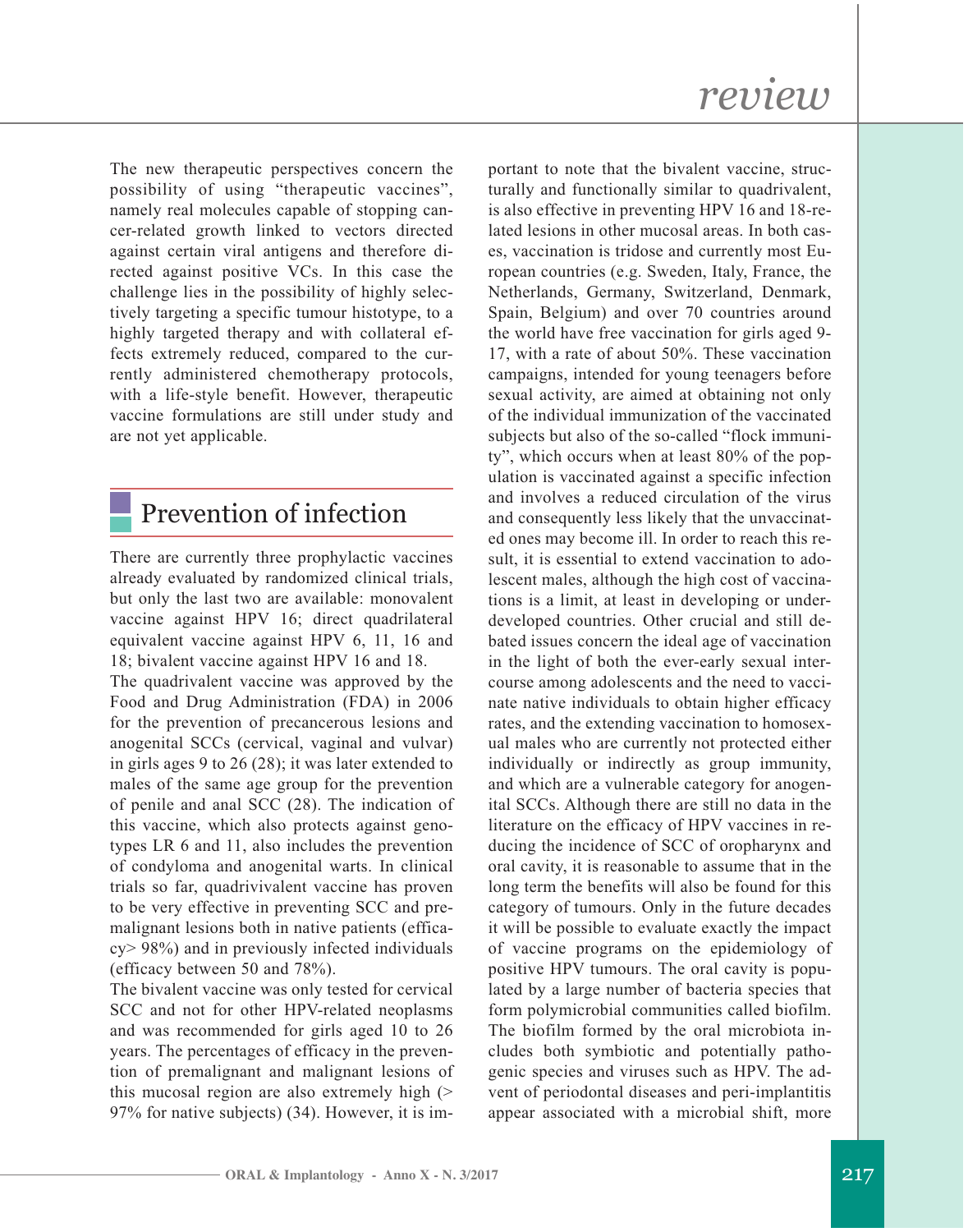The new therapeutic perspectives concern the possibility of using "therapeutic vaccines", namely real molecules capable of stopping cancer-related growth linked to vectors directed against certain viral antigens and therefore directed against positive VCs. In this case the challenge lies in the possibility of highly selectively targeting a specific tumour histotype, to a highly targeted therapy and with collateral effects extremely reduced, compared to the currently administered chemotherapy protocols, with a life-style benefit. However, therapeutic vaccine formulations are still under study and are not yet applicable.

## Prevention of infection

There are currently three prophylactic vaccines already evaluated by randomized clinical trials, but only the last two are available: monovalent vaccine against HPV 16; direct quadrilateral equivalent vaccine against HPV 6, 11, 16 and 18; bivalent vaccine against HPV 16 and 18.

The quadrivalent vaccine was approved by the Food and Drug Administration (FDA) in 2006 for the prevention of precancerous lesions and anogenital SCCs (cervical, vaginal and vulvar) in girls ages 9 to 26 (28); it was later extended to males of the same age group for the prevention of penile and anal SCC (28). The indication of this vaccine, which also protects against genotypes LR 6 and 11, also includes the prevention of condyloma and anogenital warts. In clinical trials so far, quadrivivalent vaccine has proven to be very effective in preventing SCC and premalignant lesions both in native patients (efficacy> 98%) and in previously infected individuals (efficacy between 50 and 78%).

The bivalent vaccine was only tested for cervical SCC and not for other HPV-related neoplasms and was recommended for girls aged 10 to 26 years. The percentages of efficacy in the prevention of premalignant and malignant lesions of this mucosal region are also extremely high (> 97% for native subjects) (34). However, it is important to note that the bivalent vaccine, structurally and functionally similar to quadrivalent, is also effective in preventing HPV 16 and 18-related lesions in other mucosal areas. In both cases, vaccination is tridose and currently most European countries (e.g. Sweden, Italy, France, the Netherlands, Germany, Switzerland, Denmark, Spain, Belgium) and over 70 countries around the world have free vaccination for girls aged 9-17, with a rate of about 50%. These vaccination campaigns, intended for young teenagers before sexual activity, are aimed at obtaining not only of the individual immunization of the vaccinated subjects but also of the so-called "flock immunity", which occurs when at least 80% of the population is vaccinated against a specific infection and involves a reduced circulation of the virus and consequently less likely that the unvaccinated ones may become ill. In order to reach this result, it is essential to extend vaccination to adolescent males, although the high cost of vaccinations is a limit, at least in developing or underdeveloped countries. Other crucial and still debated issues concern the ideal age of vaccination in the light of both the ever-early sexual intercourse among adolescents and the need to vaccinate native individuals to obtain higher efficacy rates, and the extending vaccination to homosexual males who are currently not protected either individually or indirectly as group immunity, and which are a vulnerable category for anogenital SCCs. Although there are still no data in the literature on the efficacy of HPV vaccines in reducing the incidence of SCC of oropharynx and oral cavity, it is reasonable to assume that in the long term the benefits will also be found for this category of tumours. Only in the future decades it will be possible to evaluate exactly the impact of vaccine programs on the epidemiology of positive HPV tumours. The oral cavity is populated by a large number of bacteria species that form polymicrobial communities called biofilm. The biofilm formed by the oral microbiota includes both symbiotic and potentially pathogenic species and viruses such as HPV. The advent of periodontal diseases and peri-implantitis appear associated with a microbial shift, more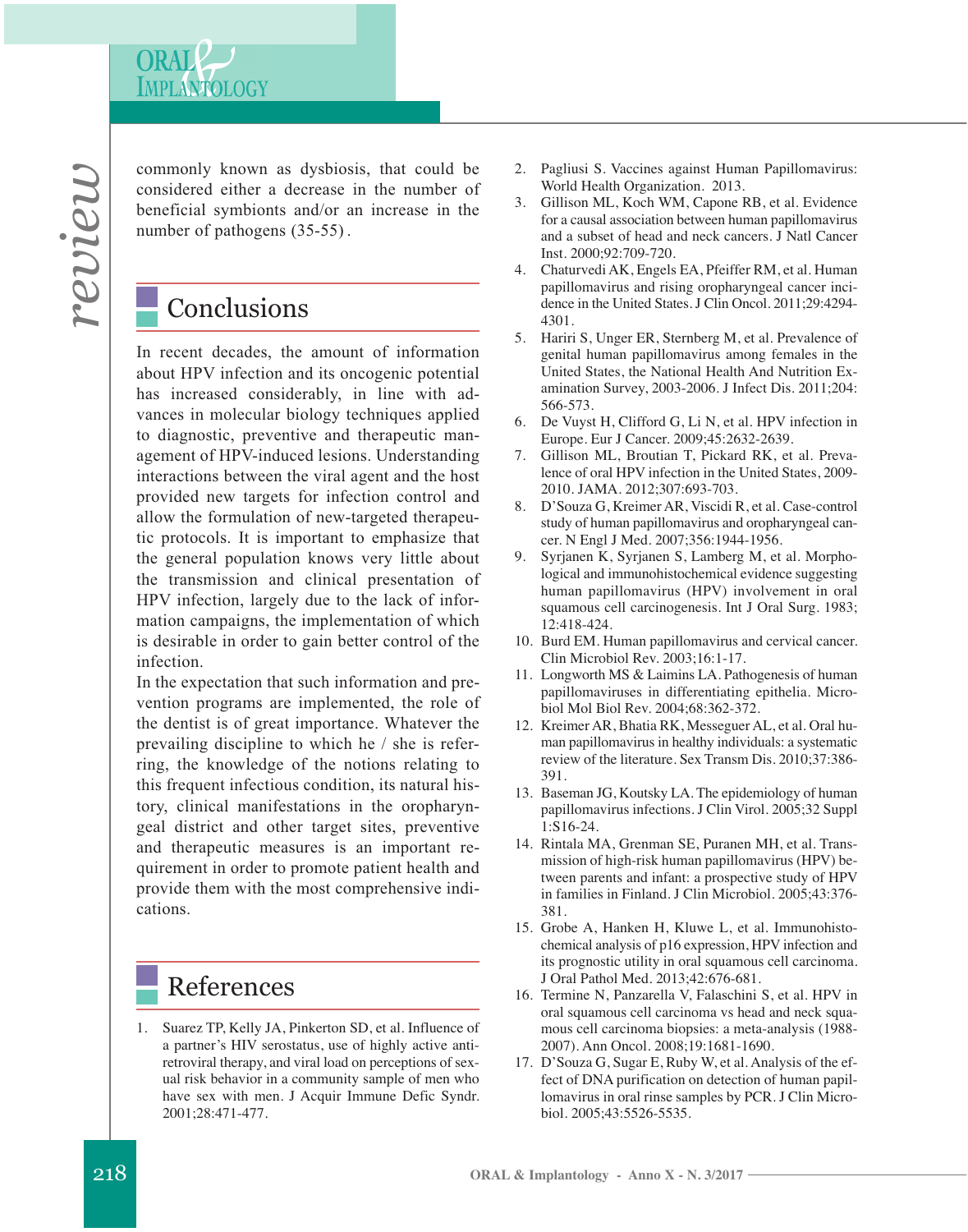commonly known as dysbiosis, that could be considered either a decrease in the number of beneficial symbionts and/or an increase in the number of pathogens (35-55).

## Conclusions

In recent decades, the amount of information about HPV infection and its oncogenic potential has increased considerably, in line with advances in molecular biology techniques applied to diagnostic, preventive and therapeutic management of HPV-induced lesions. Understanding interactions between the viral agent and the host provided new targets for infection control and allow the formulation of new-targeted therapeutic protocols. It is important to emphasize that the general population knows very little about the transmission and clinical presentation of HPV infection, largely due to the lack of information campaigns, the implementation of which is desirable in order to gain better control of the infection.

In the expectation that such information and prevention programs are implemented, the role of the dentist is of great importance. Whatever the prevailing discipline to which he / she is referring, the knowledge of the notions relating to this frequent infectious condition, its natural history, clinical manifestations in the oropharyngeal district and other target sites, preventive and therapeutic measures is an important requirement in order to promote patient health and provide them with the most comprehensive indications.

## References

1. Suarez TP, Kelly JA, Pinkerton SD, et al. Influence of a partner's HIV serostatus, use of highly active antiretroviral therapy, and viral load on perceptions of sexual risk behavior in a community sample of men who have sex with men. J Acquir Immune Defic Syndr. 2001;28:471-477.
2. Pagliusi S. Vaccines against Human Papillomavirus: World Health Organization. 2013.
3. Gillison ML, Koch WM, Capone RB, et al. Evidence for a causal association between human papillomavirus and a subset of head and neck cancers. J Natl Cancer Inst. 2000;92:709-720.
4. Chaturvedi AK, Engels EA, Pfeiffer RM, et al. Human papillomavirus and rising oropharyngeal cancer incidence in the United States. J Clin Oncol. 2011;29:4294-4301.
5. Hariri S, Unger ER, Sternberg M, et al. Prevalence of genital human papillomavirus among females in the United States, the National Health And Nutrition Examination Survey, 2003-2006. J Infect Dis. 2011;204:566-573.
6. De Vuyst H, Clifford G, Li N, et al. HPV infection in Europe. Eur J Cancer. 2009;45:2632-2639.
7. Gillison ML, Broutian T, Pickard RK, et al. Prevalence of oral HPV infection in the United States, 2009-2010. JAMA. 2012;307:693-703.
8. D'Souza G, Kreimer AR, Viscidi R, et al. Case-control study of human papillomavirus and oropharyngeal cancer. N Engl J Med. 2007;356:1944-1956.
9. Syrjanen K, Syrjanen S, Lamberg M, et al. Morphological and immunohistochemical evidence suggesting human papillomavirus (HPV) involvement in oral squamous cell carcinogenesis. Int J Oral Surg. 1983;12:418-424.
10. Burd EM. Human papillomavirus and cervical cancer. Clin Microbiol Rev. 2003;16:1-17.
11. Longworth MS & Laimins LA. Pathogenesis of human papillomaviruses in differentiating epithelia. Microbiol Mol Biol Rev. 2004;68:362-372.
12. Kreimer AR, Bhatia RK, Messeguer AL, et al. Oral human papillomavirus in healthy individuals: a systematic review of the literature. Sex Transm Dis. 2010;37:386-391.
13. Baseman JG, Koutsky LA. The epidemiology of human papillomavirus infections. J Clin Virol. 2005;32 Suppl 1:S16-24.
14. Rintala MA, Grenman SE, Puranen MH, et al. Transmission of high-risk human papillomavirus (HPV) between parents and infant: a prospective study of HPV in families in Finland. J Clin Microbiol. 2005;43:376-381.
15. Grobe A, Hanken H, Kluwe L, et al. Immunohistochemical analysis of p16 expression, HPV infection and its prognostic utility in oral squamous cell carcinoma. J Oral Pathol Med. 2013;42:676-681.
16. Termine N, Panzarella V, Falaschini S, et al. HPV in oral squamous cell carcinoma vs head and neck squamous cell carcinoma biopsies: a meta-analysis (1988-2007). Ann Oncol. 2008;19:1681-1690.
17. D'Souza G, Sugar E, Ruby W, et al. Analysis of the effect of DNA purification on detection of human papillomavirus in oral rinse samples by PCR. J Clin Microbiol. 2005;43:5526-5535.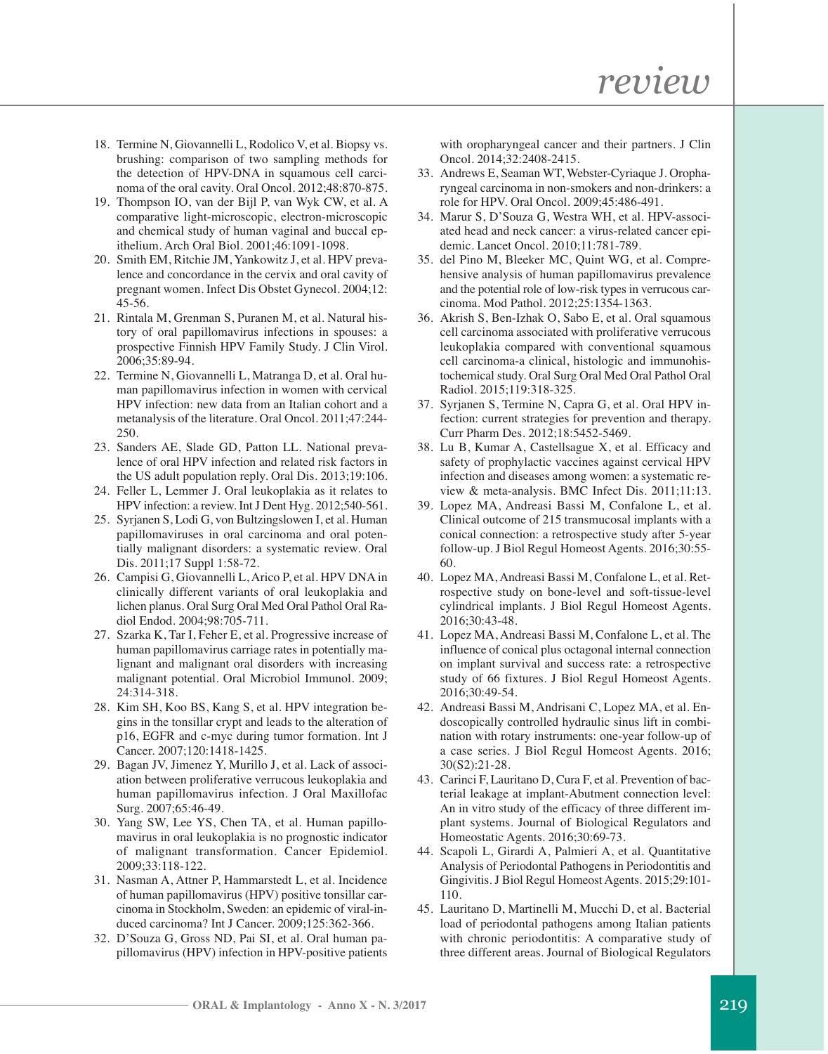18. Termine N, Giovannelli L, Rodolico V, et al. Biopsy vs. brushing: comparison of two sampling methods for the detection of HPV-DNA in squamous cell carcinoma of the oral cavity. Oral Oncol. 2012;48:870-875.
19. Thompson IO, van der Bijl P, van Wyk CW, et al. A comparative light-microscopic, electron-microscopic and chemical study of human vaginal and buccal epithelium. Arch Oral Biol. 2001;46:1091-1098.
20. Smith EM, Ritchie JM, Yankowitz J, et al. HPV prevalence and concordance in the cervix and oral cavity of pregnant women. Infect Dis Obstet Gynecol. 2004;12: 45-56.
21. Rintala M, Grenman S, Puranen M, et al. Natural history of oral papillomavirus infections in spouses: a prospective Finnish HPV Family Study. J Clin Virol. 2006;35:89-94.
22. Termine N, Giovannelli L, Matranga D, et al. Oral human papillomavirus infection in women with cervical HPV infection: new data from an Italian cohort and a metanalysis of the literature. Oral Oncol. 2011;47:244-250.
23. Sanders AE, Slade GD, Patton LL. National prevalence of oral HPV infection and related risk factors in the US adult population reply. Oral Dis. 2013;19:106.
24. Feller L, Lemmer J. Oral leukoplakia as it relates to HPV infection: a review. Int J Dent Hyg. 2012;540-561.
25. Syrjanen S, Lodi G, von Bultzingslowen I, et al. Human papillomaviruses in oral carcinoma and oral potentially malignant disorders: a systematic review. Oral Dis. 2011;17 Suppl 1:58-72.
26. Campisi G, Giovannelli L, Arico P, et al. HPV DNA in clinically different variants of oral leukoplakia and lichen planus. Oral Surg Oral Med Oral Pathol Oral Radiol Endod. 2004;98:705-711.
27. Szarka K, Tar I, Feher E, et al. Progressive increase of human papillomavirus carriage rates in potentially malignant and malignant oral disorders with increasing malignant potential. Oral Microbiol Immunol. 2009; 24:314-318.
28. Kim SH, Koo BS, Kang S, et al. HPV integration begins in the tonsillar crypt and leads to the alteration of p16, EGFR and c-myc during tumor formation. Int J Cancer. 2007;120:1418-1425.
29. Bagan JV, Jimenez Y, Murillo J, et al. Lack of association between proliferative verrucous leukoplakia and human papillomavirus infection. J Oral Maxillofac Surg. 2007;65:46-49.
30. Yang SW, Lee YS, Chen TA, et al. Human papillomavirus in oral leukoplakia is no prognostic indicator of malignant transformation. Cancer Epidemiol. 2009;33:118-122.
31. Nasman A, Attner P, Hammarstedt L, et al. Incidence of human papillomavirus (HPV) positive tonsillar carcinoma in Stockholm, Sweden: an epidemic of viral-induced carcinoma? Int J Cancer. 2009;125:362-366.
32. D'Souza G, Gross ND, Pai SI, et al. Oral human papillomavirus (HPV) infection in HPV-positive patients with oropharyngeal cancer and their partners. J Clin Oncol. 2014;32:2408-2415.
33. Andrews E, Seaman WT, Webster-Cyriaque J. Oropharyngeal carcinoma in non-smokers and non-drinkers: a role for HPV. Oral Oncol. 2009;45:486-491.
34. Marur S, D'Souza G, Westra WH, et al. HPV-associated head and neck cancer: a virus-related cancer epidemic. Lancet Oncol. 2010;11:781-789.
35. del Pino M, Bleeker MC, Quint WG, et al. Comprehensive analysis of human papillomavirus prevalence and the potential role of low-risk types in verrucous carcinoma. Mod Pathol. 2012;25:1354-1363.
36. Akrish S, Ben-Izhak O, Sabo E, et al. Oral squamous cell carcinoma associated with proliferative verrucous leukoplakia compared with conventional squamous cell carcinoma-a clinical, histologic and immunohistochemical study. Oral Surg Oral Med Oral Pathol Oral Radiol. 2015;119:318-325.
37. Syrjanen S, Termine N, Capra G, et al. Oral HPV infection: current strategies for prevention and therapy. Curr Pharm Des. 2012;18:5452-5469.
38. Lu B, Kumar A, Castellsague X, et al. Efficacy and safety of prophylactic vaccines against cervical HPV infection and diseases among women: a systematic review & meta-analysis. BMC Infect Dis. 2011;11:13.
39. Lopez MA, Andreasi Bassi M, Confalone L, et al. Clinical outcome of 215 transmucosal implants with a conical connection: a retrospective study after 5-year follow-up. J Biol Regul Homeost Agents. 2016;30:55-60.
40. Lopez MA, Andreasi Bassi M, Confalone L, et al. Retrospective study on bone-level and soft-tissue-level cylindrical implants. J Biol Regul Homeost Agents. 2016;30:43-48.
41. Lopez MA, Andreasi Bassi M, Confalone L, et al. The influence of conical plus octagonal internal connection on implant survival and success rate: a retrospective study of 66 fixtures. J Biol Regul Homeost Agents. 2016;30:49-54.
42. Andreasi Bassi M, Andrisani C, Lopez MA, et al. Endoscopically controlled hydraulic sinus lift in combination with rotary instruments: one-year follow-up of a case series. J Biol Regul Homeost Agents. 2016; 30(S2):21-28.
43. Carinci F, Lauritano D, Cura F, et al. Prevention of bacterial leakage at implant-Abutment connection level: An in vitro study of the efficacy of three different implant systems. Journal of Biological Regulators and Homeostatic Agents. 2016;30:69-73.
44. Scapoli L, Girardi A, Palmieri A, et al. Quantitative Analysis of Periodontal Pathogens in Periodontitis and Gingivitis. J Biol Regul Homeost Agents. 2015;29:101-110.
45. Lauritano D, Martinelli M, Mucchi D, et al. Bacterial load of periodontal pathogens among Italian patients with chronic periodontitis: A comparative study of three different areas. Journal of Biological Regulators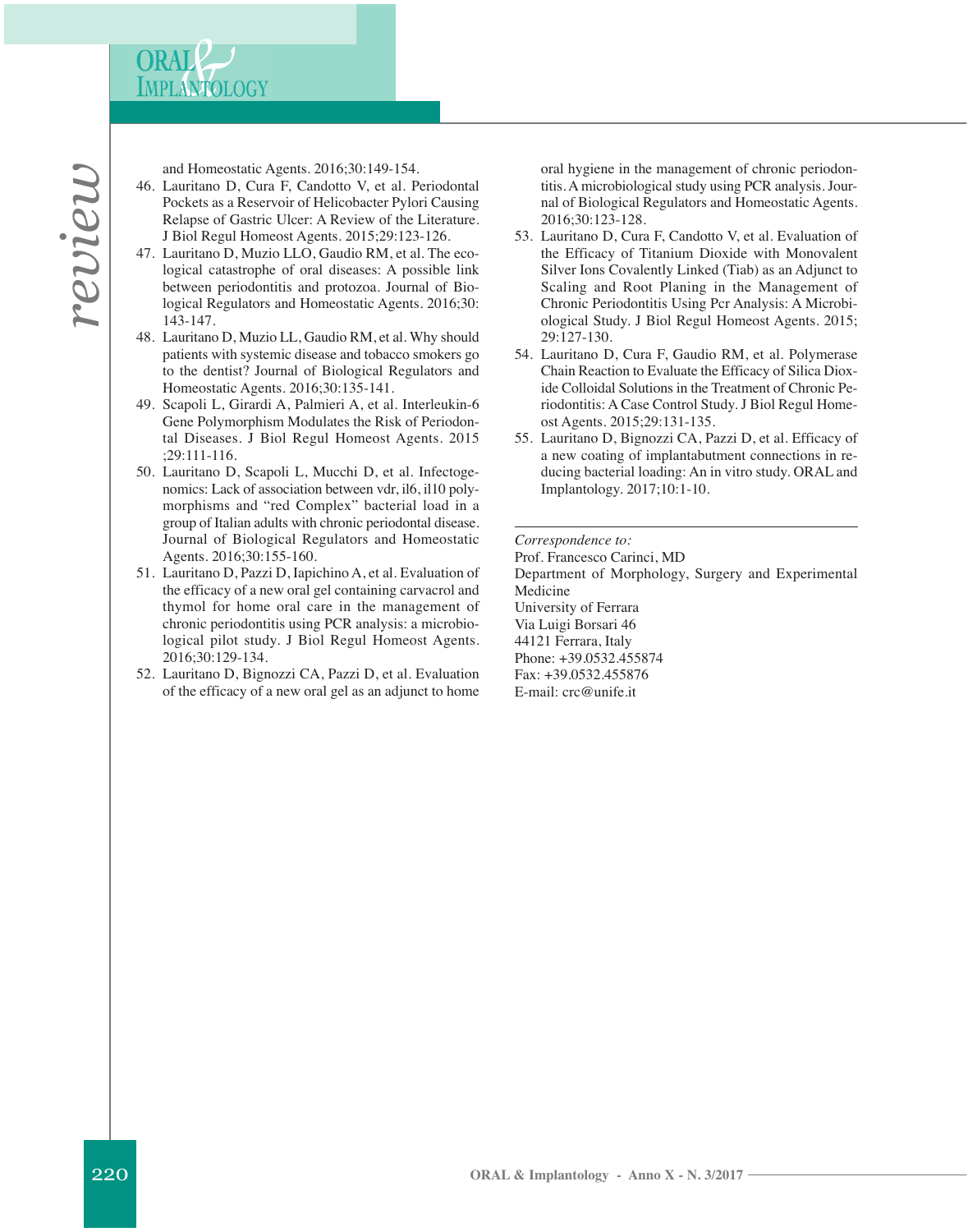and Homeostatic Agents. 2016;30:149-154.

46. Lauritano D, Cura F, Candotto V, et al. Periodontal Pockets as a Reservoir of Helicobacter Pylori Causing Relapse of Gastric Ulcer: A Review of the Literature. J Biol Regul Homeost Agents. 2015;29:123-126.
47. Lauritano D, Muzio LLO, Gaudio RM, et al. The ecological catastrophe of oral diseases: A possible link between periodontitis and protozoa. Journal of Biological Regulators and Homeostatic Agents. 2016;30: 143-147.
48. Lauritano D, Muzio LL, Gaudio RM, et al. Why should patients with systemic disease and tobacco smokers go to the dentist? Journal of Biological Regulators and Homeostatic Agents. 2016;30:135-141.
49. Scapoli L, Girardi A, Palmieri A, et al. Interleukin-6 Gene Polymorphism Modulates the Risk of Periodontal Diseases. J Biol Regul Homeost Agents. 2015 ;29:111-116.
50. Lauritano D, Scapoli L, Mucchi D, et al. Infectogenomics: Lack of association between vdr, il6, il10 polymorphisms and "red Complex" bacterial load in a group of Italian adults with chronic periodontal disease. Journal of Biological Regulators and Homeostatic Agents. 2016;30:155-160.
51. Lauritano D, Pazzi D, Iapichino A, et al. Evaluation of the efficacy of a new oral gel containing carvacrol and thymol for home oral care in the management of chronic periodontitis using PCR analysis: a microbiological pilot study. J Biol Regul Homeost Agents. 2016;30:129-134.
52. Lauritano D, Bignozzi CA, Pazzi D, et al. Evaluation of the efficacy of a new oral gel as an adjunct to home oral hygiene in the management of chronic periodontitis. A microbiological study using PCR analysis. Journal of Biological Regulators and Homeostatic Agents. 2016;30:123-128.
53. Lauritano D, Cura F, Candotto V, et al. Evaluation of the Efficacy of Titanium Dioxide with Monovalent Silver Ions Covalently Linked (Tiab) as an Adjunct to Scaling and Root Planing in the Management of Chronic Periodontitis Using Pcr Analysis: A Microbiological Study. J Biol Regul Homeost Agents. 2015; 29:127-130.
54. Lauritano D, Cura F, Gaudio RM, et al. Polymerase Chain Reaction to Evaluate the Efficacy of Silica Dioxide Colloidal Solutions in the Treatment of Chronic Periodontitis: A Case Control Study. J Biol Regul Homeost Agents. 2015;29:131-135.
55. Lauritano D, Bignozzi CA, Pazzi D, et al. Efficacy of a new coating of implantabutment connections in reducing bacterial loading: An in vitro study. ORAL and Implantology. 2017;10:1-10.

---

*Correspondence to:*
Prof. Francesco Carinci, MD
Department of Morphology, Surgery and Experimental Medicine
University of Ferrara
Via Luigi Borsari 46
44121 Ferrara, Italy
Phone: +39.0532.455874
Fax: +39.0532.455876
E-mail: crc@unife.it